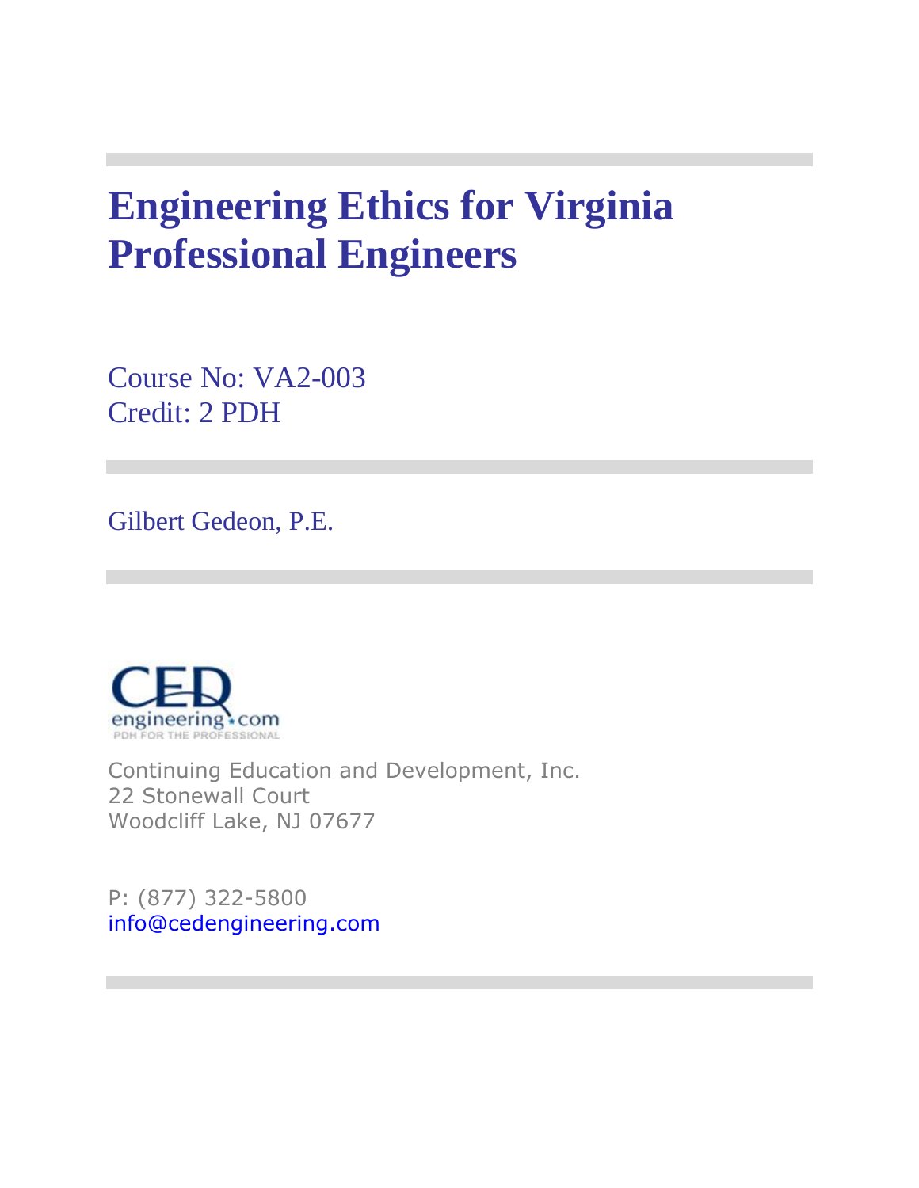# Engineering Ethics for Virginia Professional Engineers

Course No: VA2-003
Credit: 2 PDH

Gilbert Gedeon, P.E.

Continuing Education and Development, Inc.
22 Stonewall Court
Woodcliff Lake, NJ 07677

P: (877) 322-5800
info@cedengineering.com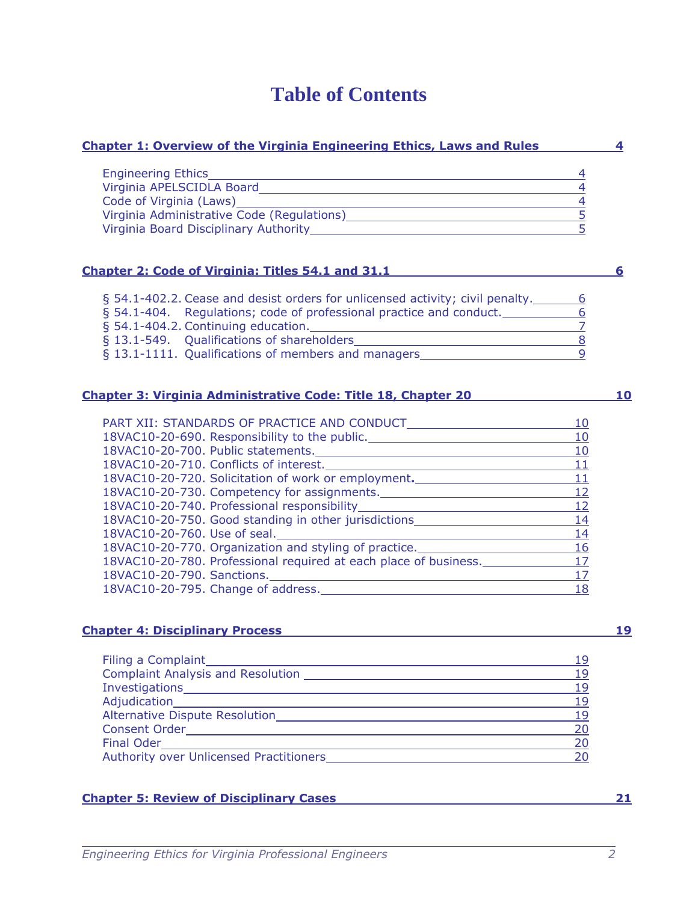# Table of Contents

**Chapter 1: Overview of the Virginia Engineering Ethics, Laws and Rules** 4

- Engineering Ethics 4
- Virginia APELSCIDLA Board 4
- Code of Virginia (Laws) 4
- Virginia Administrative Code (Regulations) 5
- Virginia Board Disciplinary Authority 5

**Chapter 2: Code of Virginia: Titles 54.1 and 31.1** 6

- § 54.1-402.2. Cease and desist orders for unlicensed activity; civil penalty. 6
- § 54.1-404. Regulations; code of professional practice and conduct. 6
- § 54.1-404.2. Continuing education. 7
- § 13.1-549. Qualifications of shareholders 8
- § 13.1-1111. Qualifications of members and managers 9

**Chapter 3: Virginia Administrative Code: Title 18, Chapter 20** 10

- PART XII: STANDARDS OF PRACTICE AND CONDUCT 10
- 18VAC10-20-690. Responsibility to the public. 10
- 18VAC10-20-700. Public statements. 10
- 18VAC10-20-710. Conflicts of interest. 11
- 18VAC10-20-720. Solicitation of work or employment. 11
- 18VAC10-20-730. Competency for assignments. 12
- 18VAC10-20-740. Professional responsibility 12
- 18VAC10-20-750. Good standing in other jurisdictions 14
- 18VAC10-20-760. Use of seal. 14
- 18VAC10-20-770. Organization and styling of practice. 16
- 18VAC10-20-780. Professional required at each place of business. 17
- 18VAC10-20-790. Sanctions. 17
- 18VAC10-20-795. Change of address. 18

**Chapter 4: Disciplinary Process** 19

- Filing a Complaint 19
- Complaint Analysis and Resolution 19
- Investigations 19
- Adjudication 19
- Alternative Dispute Resolution 19
- Consent Order 20
- Final Oder 20
- Authority over Unlicensed Practitioners 20

**Chapter 5: Review of Disciplinary Cases** 21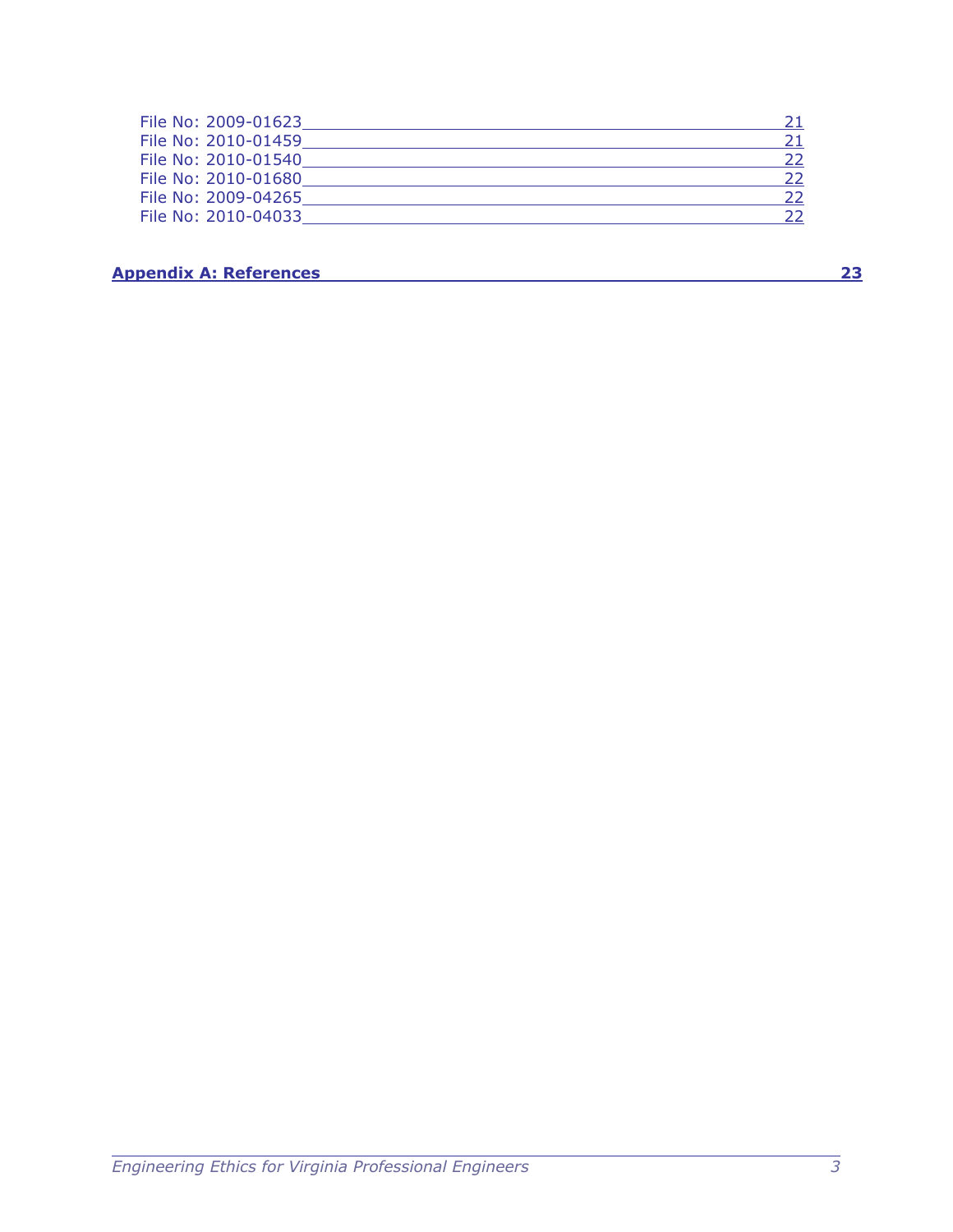File No: 2009-01623 21
File No: 2010-01459 21
File No: 2010-01540 22
File No: 2010-01680 22
File No: 2009-04265 22
File No: 2010-04033 22

**Appendix A: References 23**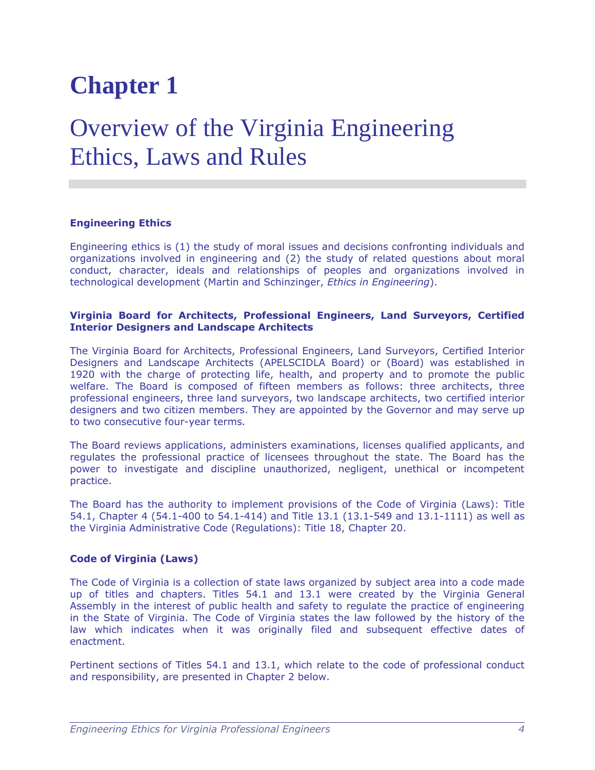# Chapter 1

# Overview of the Virginia Engineering Ethics, Laws and Rules

## Engineering Ethics

Engineering ethics is (1) the study of moral issues and decisions confronting individuals and organizations involved in engineering and (2) the study of related questions about moral conduct, character, ideals and relationships of peoples and organizations involved in technological development (Martin and Schinzinger, *Ethics in Engineering*).

## Virginia Board for Architects, Professional Engineers, Land Surveyors, Certified Interior Designers and Landscape Architects

The Virginia Board for Architects, Professional Engineers, Land Surveyors, Certified Interior Designers and Landscape Architects (APELSCIDLA Board) or (Board) was established in 1920 with the charge of protecting life, health, and property and to promote the public welfare. The Board is composed of fifteen members as follows: three architects, three professional engineers, three land surveyors, two landscape architects, two certified interior designers and two citizen members. They are appointed by the Governor and may serve up to two consecutive four-year terms.

The Board reviews applications, administers examinations, licenses qualified applicants, and regulates the professional practice of licensees throughout the state. The Board has the power to investigate and discipline unauthorized, negligent, unethical or incompetent practice.

The Board has the authority to implement provisions of the Code of Virginia (Laws): Title 54.1, Chapter 4 (54.1-400 to 54.1-414) and Title 13.1 (13.1-549 and 13.1-1111) as well as the Virginia Administrative Code (Regulations): Title 18, Chapter 20.

## Code of Virginia (Laws)

The Code of Virginia is a collection of state laws organized by subject area into a code made up of titles and chapters. Titles 54.1 and 13.1 were created by the Virginia General Assembly in the interest of public health and safety to regulate the practice of engineering in the State of Virginia. The Code of Virginia states the law followed by the history of the law which indicates when it was originally filed and subsequent effective dates of enactment.

Pertinent sections of Titles 54.1 and 13.1, which relate to the code of professional conduct and responsibility, are presented in Chapter 2 below.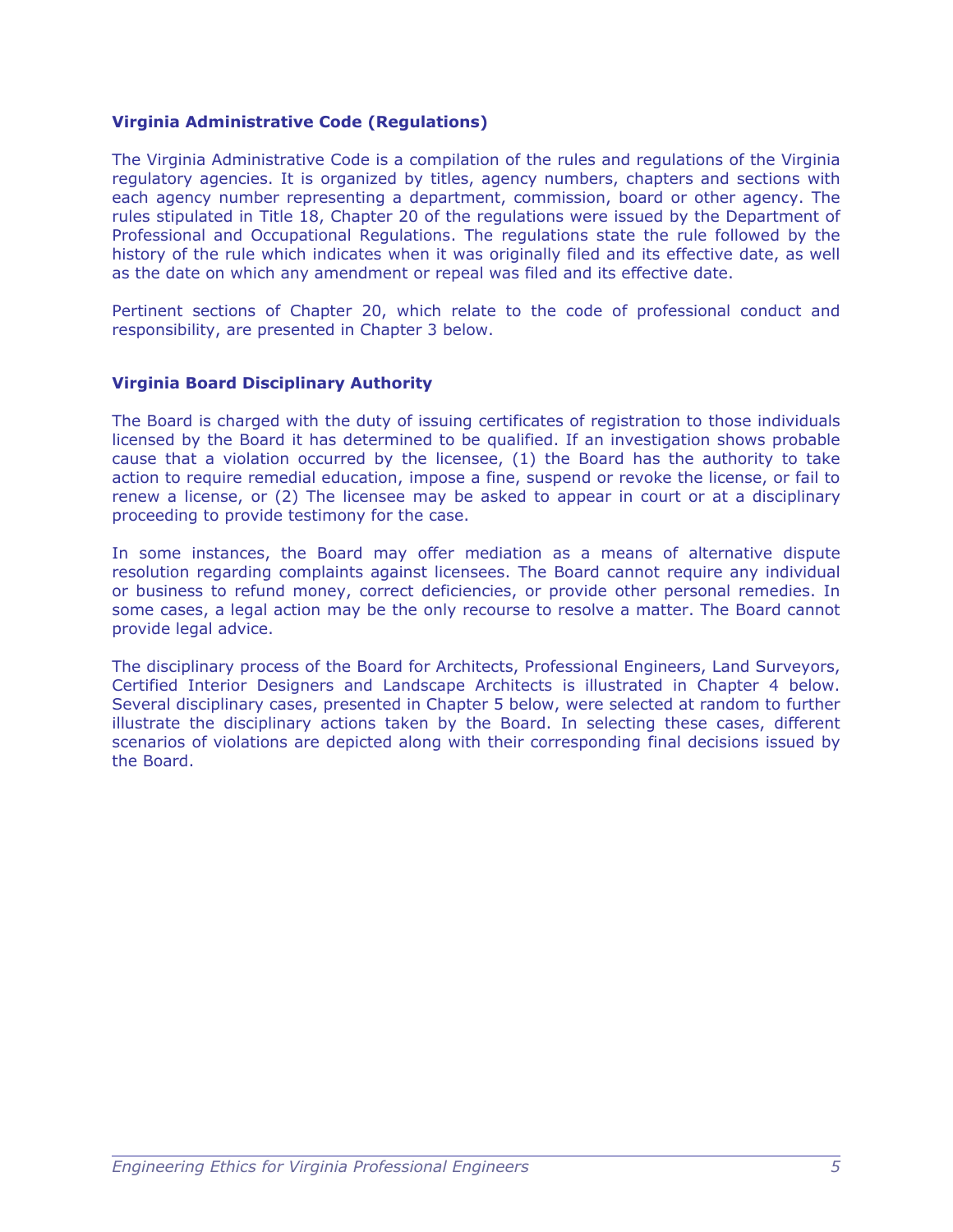### Virginia Administrative Code (Regulations)

The Virginia Administrative Code is a compilation of the rules and regulations of the Virginia regulatory agencies. It is organized by titles, agency numbers, chapters and sections with each agency number representing a department, commission, board or other agency. The rules stipulated in Title 18, Chapter 20 of the regulations were issued by the Department of Professional and Occupational Regulations. The regulations state the rule followed by the history of the rule which indicates when it was originally filed and its effective date, as well as the date on which any amendment or repeal was filed and its effective date.

Pertinent sections of Chapter 20, which relate to the code of professional conduct and responsibility, are presented in Chapter 3 below.

### Virginia Board Disciplinary Authority

The Board is charged with the duty of issuing certificates of registration to those individuals licensed by the Board it has determined to be qualified. If an investigation shows probable cause that a violation occurred by the licensee, (1) the Board has the authority to take action to require remedial education, impose a fine, suspend or revoke the license, or fail to renew a license, or (2) The licensee may be asked to appear in court or at a disciplinary proceeding to provide testimony for the case.

In some instances, the Board may offer mediation as a means of alternative dispute resolution regarding complaints against licensees. The Board cannot require any individual or business to refund money, correct deficiencies, or provide other personal remedies. In some cases, a legal action may be the only recourse to resolve a matter. The Board cannot provide legal advice.

The disciplinary process of the Board for Architects, Professional Engineers, Land Surveyors, Certified Interior Designers and Landscape Architects is illustrated in Chapter 4 below. Several disciplinary cases, presented in Chapter 5 below, were selected at random to further illustrate the disciplinary actions taken by the Board. In selecting these cases, different scenarios of violations are depicted along with their corresponding final decisions issued by the Board.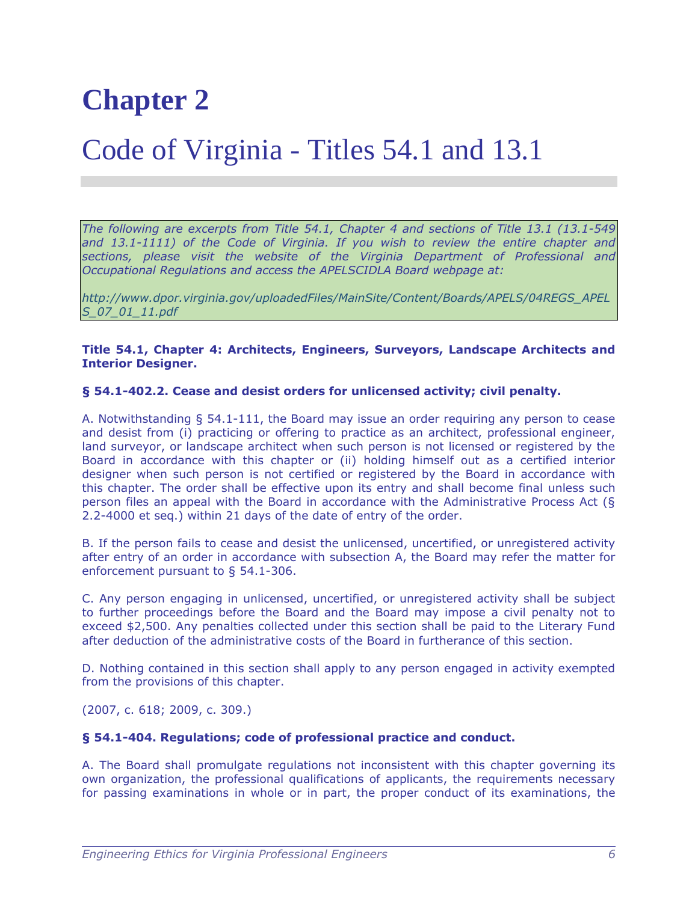# Chapter 2

# Code of Virginia - Titles 54.1 and 13.1

*The following are excerpts from Title 54.1, Chapter 4 and sections of Title 13.1 (13.1-549 and 13.1-1111) of the Code of Virginia. If you wish to review the entire chapter and sections, please visit the website of the Virginia Department of Professional and Occupational Regulations and access the APELSCIDLA Board webpage at:*

*http://www.dpor.virginia.gov/uploadedFiles/MainSite/Content/Boards/APELS/04REGS_APELS_07_01_11.pdf*

**Title 54.1, Chapter 4: Architects, Engineers, Surveyors, Landscape Architects and Interior Designer.**

**§ 54.1-402.2. Cease and desist orders for unlicensed activity; civil penalty.**

A. Notwithstanding § 54.1-111, the Board may issue an order requiring any person to cease and desist from (i) practicing or offering to practice as an architect, professional engineer, land surveyor, or landscape architect when such person is not licensed or registered by the Board in accordance with this chapter or (ii) holding himself out as a certified interior designer when such person is not certified or registered by the Board in accordance with this chapter. The order shall be effective upon its entry and shall become final unless such person files an appeal with the Board in accordance with the Administrative Process Act (§ 2.2-4000 et seq.) within 21 days of the date of entry of the order.

B. If the person fails to cease and desist the unlicensed, uncertified, or unregistered activity after entry of an order in accordance with subsection A, the Board may refer the matter for enforcement pursuant to § 54.1-306.

C. Any person engaging in unlicensed, uncertified, or unregistered activity shall be subject to further proceedings before the Board and the Board may impose a civil penalty not to exceed $2,500. Any penalties collected under this section shall be paid to the Literary Fund after deduction of the administrative costs of the Board in furtherance of this section.

D. Nothing contained in this section shall apply to any person engaged in activity exempted from the provisions of this chapter.

(2007, c. 618; 2009, c. 309.)

**§ 54.1-404. Regulations; code of professional practice and conduct.**

A. The Board shall promulgate regulations not inconsistent with this chapter governing its own organization, the professional qualifications of applicants, the requirements necessary for passing examinations in whole or in part, the proper conduct of its examinations, the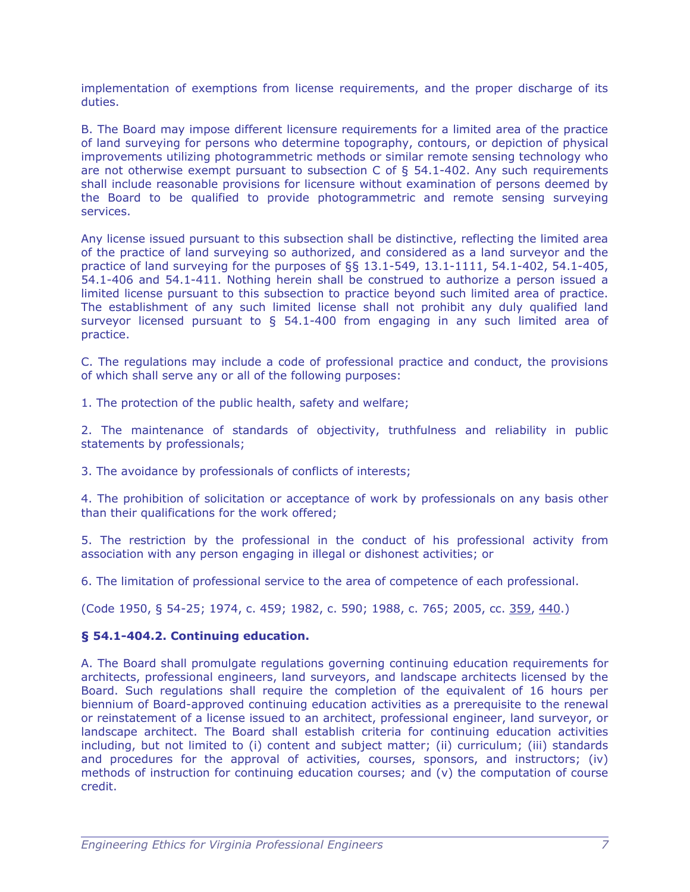implementation of exemptions from license requirements, and the proper discharge of its duties.

B. The Board may impose different licensure requirements for a limited area of the practice of land surveying for persons who determine topography, contours, or depiction of physical improvements utilizing photogrammetric methods or similar remote sensing technology who are not otherwise exempt pursuant to subsection C of § 54.1-402. Any such requirements shall include reasonable provisions for licensure without examination of persons deemed by the Board to be qualified to provide photogrammetric and remote sensing surveying services.

Any license issued pursuant to this subsection shall be distinctive, reflecting the limited area of the practice of land surveying so authorized, and considered as a land surveyor and the practice of land surveying for the purposes of §§ 13.1-549, 13.1-1111, 54.1-402, 54.1-405, 54.1-406 and 54.1-411. Nothing herein shall be construed to authorize a person issued a limited license pursuant to this subsection to practice beyond such limited area of practice. The establishment of any such limited license shall not prohibit any duly qualified land surveyor licensed pursuant to § 54.1-400 from engaging in any such limited area of practice.

C. The regulations may include a code of professional practice and conduct, the provisions of which shall serve any or all of the following purposes:

1. The protection of the public health, safety and welfare;

2. The maintenance of standards of objectivity, truthfulness and reliability in public statements by professionals;

3. The avoidance by professionals of conflicts of interests;

4. The prohibition of solicitation or acceptance of work by professionals on any basis other than their qualifications for the work offered;

5. The restriction by the professional in the conduct of his professional activity from association with any person engaging in illegal or dishonest activities; or

6. The limitation of professional service to the area of competence of each professional.

(Code 1950, § 54-25; 1974, c. 459; 1982, c. 590; 1988, c. 765; 2005, cc. 359, 440.)

**§ 54.1-404.2. Continuing education.**

A. The Board shall promulgate regulations governing continuing education requirements for architects, professional engineers, land surveyors, and landscape architects licensed by the Board. Such regulations shall require the completion of the equivalent of 16 hours per biennium of Board-approved continuing education activities as a prerequisite to the renewal or reinstatement of a license issued to an architect, professional engineer, land surveyor, or landscape architect. The Board shall establish criteria for continuing education activities including, but not limited to (i) content and subject matter; (ii) curriculum; (iii) standards and procedures for the approval of activities, courses, sponsors, and instructors; (iv) methods of instruction for continuing education courses; and (v) the computation of course credit.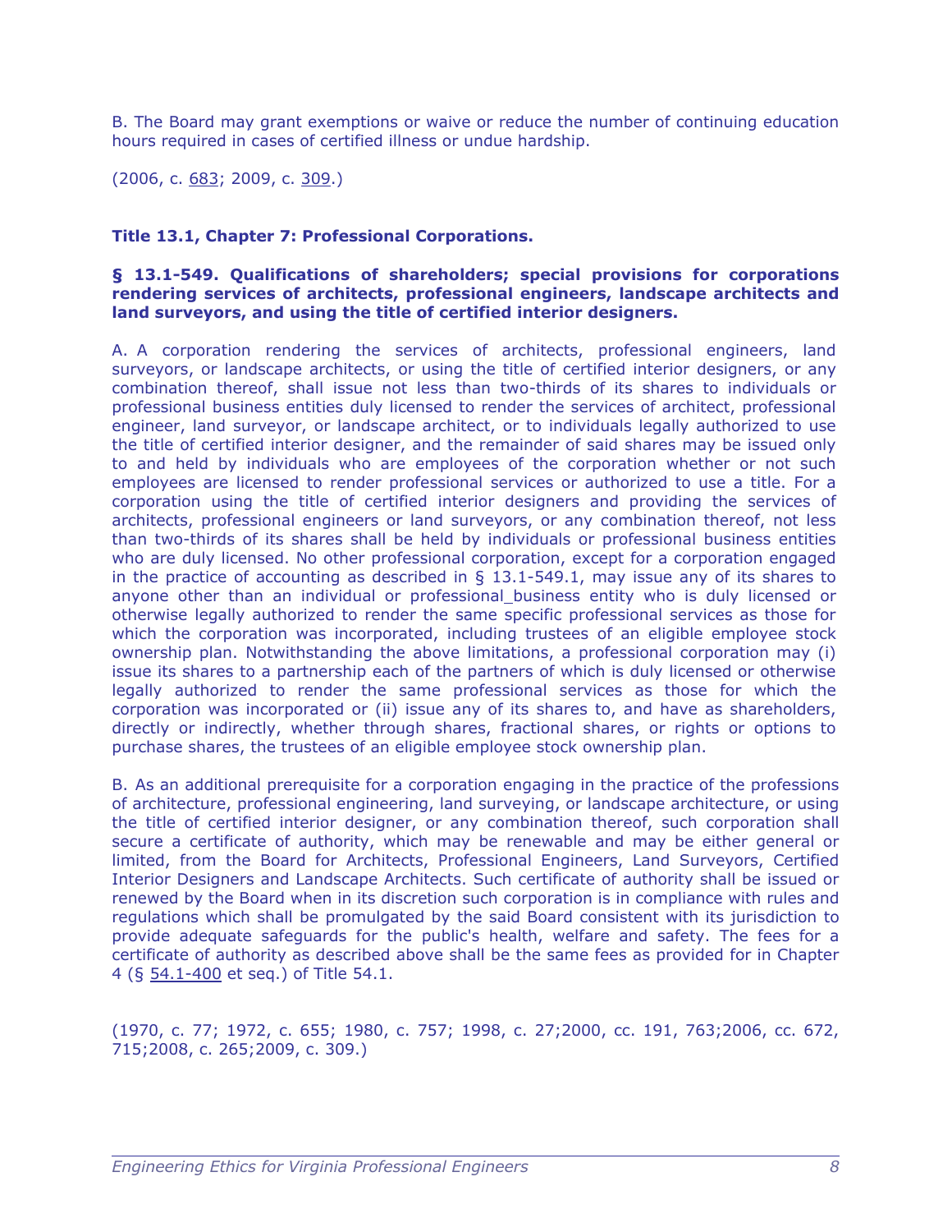B. The Board may grant exemptions or waive or reduce the number of continuing education hours required in cases of certified illness or undue hardship.

(2006, c. 683; 2009, c. 309.)

**Title 13.1, Chapter 7: Professional Corporations.**

**§ 13.1-549. Qualifications of shareholders; special provisions for corporations rendering services of architects, professional engineers, landscape architects and land surveyors, and using the title of certified interior designers.**

A. A corporation rendering the services of architects, professional engineers, land surveyors, or landscape architects, or using the title of certified interior designers, or any combination thereof, shall issue not less than two-thirds of its shares to individuals or professional business entities duly licensed to render the services of architect, professional engineer, land surveyor, or landscape architect, or to individuals legally authorized to use the title of certified interior designer, and the remainder of said shares may be issued only to and held by individuals who are employees of the corporation whether or not such employees are licensed to render professional services or authorized to use a title. For a corporation using the title of certified interior designers and providing the services of architects, professional engineers or land surveyors, or any combination thereof, not less than two-thirds of its shares shall be held by individuals or professional business entities who are duly licensed. No other professional corporation, except for a corporation engaged in the practice of accounting as described in § 13.1-549.1, may issue any of its shares to anyone other than an individual or professional_business entity who is duly licensed or otherwise legally authorized to render the same specific professional services as those for which the corporation was incorporated, including trustees of an eligible employee stock ownership plan. Notwithstanding the above limitations, a professional corporation may (i) issue its shares to a partnership each of the partners of which is duly licensed or otherwise legally authorized to render the same professional services as those for which the corporation was incorporated or (ii) issue any of its shares to, and have as shareholders, directly or indirectly, whether through shares, fractional shares, or rights or options to purchase shares, the trustees of an eligible employee stock ownership plan.

B. As an additional prerequisite for a corporation engaging in the practice of the professions of architecture, professional engineering, land surveying, or landscape architecture, or using the title of certified interior designer, or any combination thereof, such corporation shall secure a certificate of authority, which may be renewable and may be either general or limited, from the Board for Architects, Professional Engineers, Land Surveyors, Certified Interior Designers and Landscape Architects. Such certificate of authority shall be issued or renewed by the Board when in its discretion such corporation is in compliance with rules and regulations which shall be promulgated by the said Board consistent with its jurisdiction to provide adequate safeguards for the public's health, welfare and safety. The fees for a certificate of authority as described above shall be the same fees as provided for in Chapter 4 (§ 54.1-400 et seq.) of Title 54.1.

(1970, c. 77; 1972, c. 655; 1980, c. 757; 1998, c. 27;2000, cc. 191, 763;2006, cc. 672, 715;2008, c. 265;2009, c. 309.)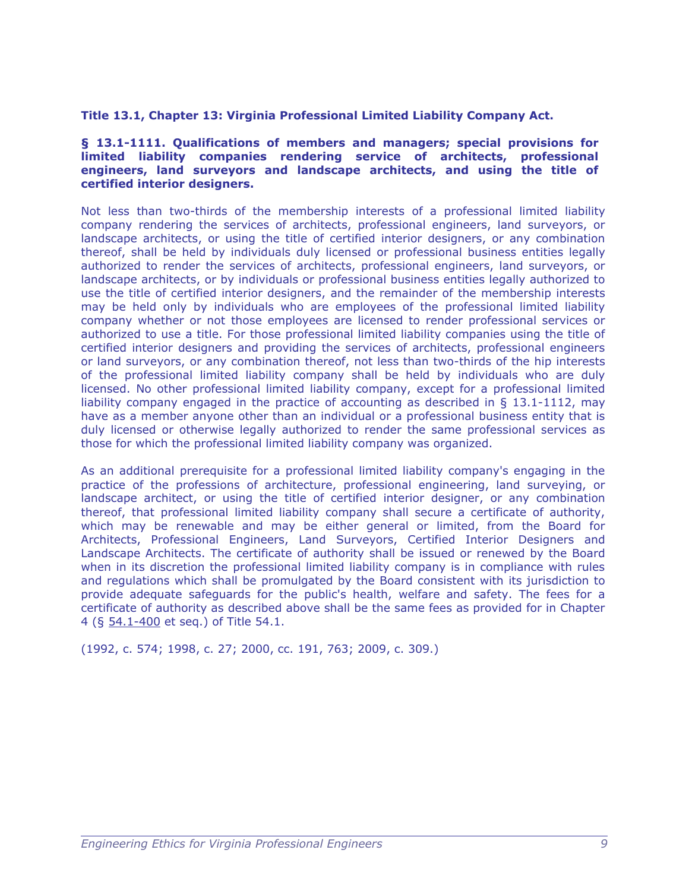**Title 13.1, Chapter 13: Virginia Professional Limited Liability Company Act.**

**§ 13.1-1111. Qualifications of members and managers; special provisions for limited liability companies rendering service of architects, professional engineers, land surveyors and landscape architects, and using the title of certified interior designers.**

Not less than two-thirds of the membership interests of a professional limited liability company rendering the services of architects, professional engineers, land surveyors, or landscape architects, or using the title of certified interior designers, or any combination thereof, shall be held by individuals duly licensed or professional business entities legally authorized to render the services of architects, professional engineers, land surveyors, or landscape architects, or by individuals or professional business entities legally authorized to use the title of certified interior designers, and the remainder of the membership interests may be held only by individuals who are employees of the professional limited liability company whether or not those employees are licensed to render professional services or authorized to use a title. For those professional limited liability companies using the title of certified interior designers and providing the services of architects, professional engineers or land surveyors, or any combination thereof, not less than two-thirds of the hip interests of the professional limited liability company shall be held by individuals who are duly licensed. No other professional limited liability company, except for a professional limited liability company engaged in the practice of accounting as described in § 13.1-1112, may have as a member anyone other than an individual or a professional business entity that is duly licensed or otherwise legally authorized to render the same professional services as those for which the professional limited liability company was organized.

As an additional prerequisite for a professional limited liability company's engaging in the practice of the professions of architecture, professional engineering, land surveying, or landscape architect, or using the title of certified interior designer, or any combination thereof, that professional limited liability company shall secure a certificate of authority, which may be renewable and may be either general or limited, from the Board for Architects, Professional Engineers, Land Surveyors, Certified Interior Designers and Landscape Architects. The certificate of authority shall be issued or renewed by the Board when in its discretion the professional limited liability company is in compliance with rules and regulations which shall be promulgated by the Board consistent with its jurisdiction to provide adequate safeguards for the public's health, welfare and safety. The fees for a certificate of authority as described above shall be the same fees as provided for in Chapter 4 (§ 54.1-400 et seq.) of Title 54.1.

(1992, c. 574; 1998, c. 27; 2000, cc. 191, 763; 2009, c. 309.)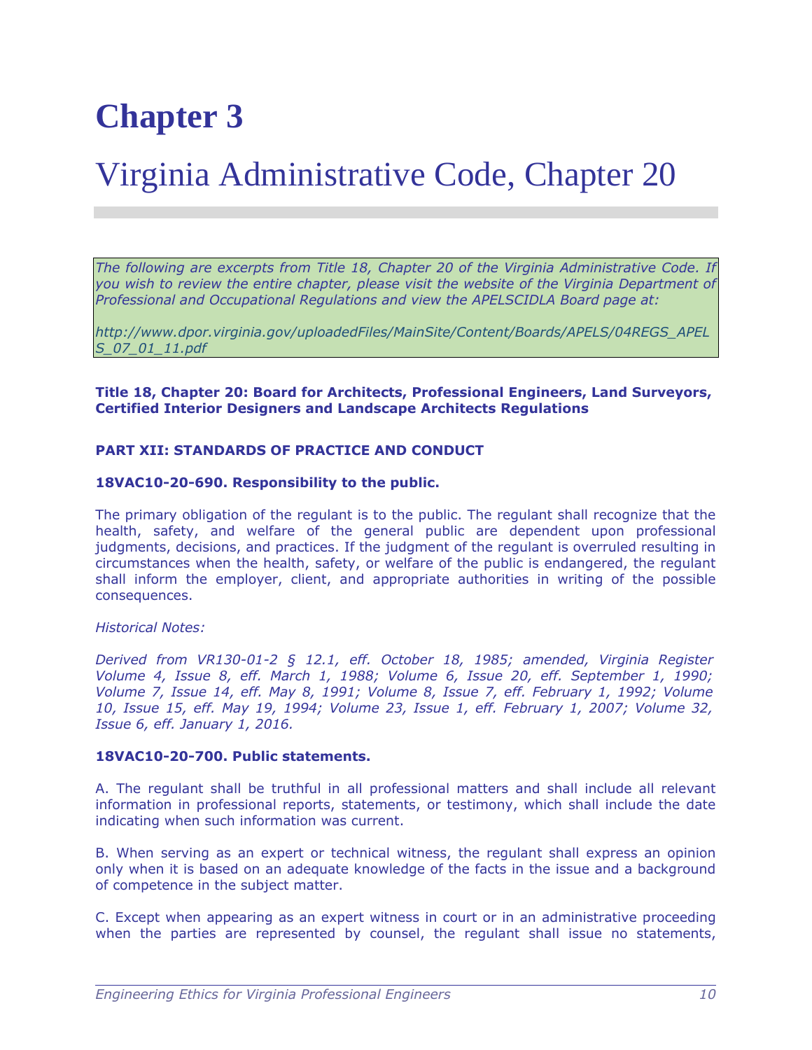# Chapter 3

# Virginia Administrative Code, Chapter 20

*The following are excerpts from Title 18, Chapter 20 of the Virginia Administrative Code. If you wish to review the entire chapter, please visit the website of the Virginia Department of Professional and Occupational Regulations and view the APELSCIDLA Board page at:*

*http://www.dpor.virginia.gov/uploadedFiles/MainSite/Content/Boards/APELS/04REGS_APELS_07_01_11.pdf*

**Title 18, Chapter 20: Board for Architects, Professional Engineers, Land Surveyors, Certified Interior Designers and Landscape Architects Regulations**

**PART XII: STANDARDS OF PRACTICE AND CONDUCT**

**18VAC10-20-690. Responsibility to the public.**

The primary obligation of the regulant is to the public. The regulant shall recognize that the health, safety, and welfare of the general public are dependent upon professional judgments, decisions, and practices. If the judgment of the regulant is overruled resulting in circumstances when the health, safety, or welfare of the public is endangered, the regulant shall inform the employer, client, and appropriate authorities in writing of the possible consequences.

*Historical Notes:*

*Derived from VR130-01-2 § 12.1, eff. October 18, 1985; amended, Virginia Register Volume 4, Issue 8, eff. March 1, 1988; Volume 6, Issue 20, eff. September 1, 1990; Volume 7, Issue 14, eff. May 8, 1991; Volume 8, Issue 7, eff. February 1, 1992; Volume 10, Issue 15, eff. May 19, 1994; Volume 23, Issue 1, eff. February 1, 2007; Volume 32, Issue 6, eff. January 1, 2016.*

**18VAC10-20-700. Public statements.**

A. The regulant shall be truthful in all professional matters and shall include all relevant information in professional reports, statements, or testimony, which shall include the date indicating when such information was current.

B. When serving as an expert or technical witness, the regulant shall express an opinion only when it is based on an adequate knowledge of the facts in the issue and a background of competence in the subject matter.

C. Except when appearing as an expert witness in court or in an administrative proceeding when the parties are represented by counsel, the regulant shall issue no statements,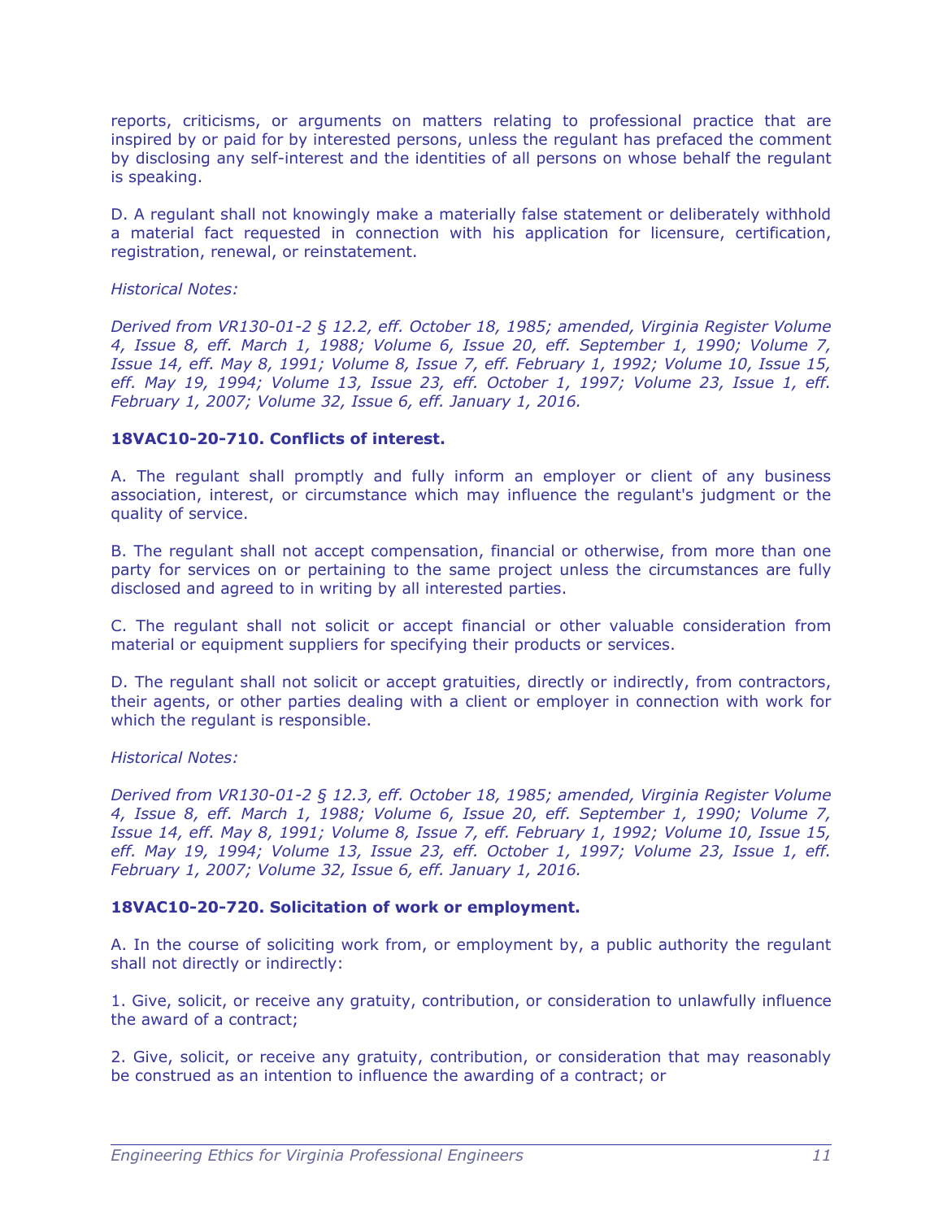reports, criticisms, or arguments on matters relating to professional practice that are inspired by or paid for by interested persons, unless the regulant has prefaced the comment by disclosing any self-interest and the identities of all persons on whose behalf the regulant is speaking.

D. A regulant shall not knowingly make a materially false statement or deliberately withhold a material fact requested in connection with his application for licensure, certification, registration, renewal, or reinstatement.

*Historical Notes:*

*Derived from VR130-01-2 § 12.2, eff. October 18, 1985; amended, Virginia Register Volume 4, Issue 8, eff. March 1, 1988; Volume 6, Issue 20, eff. September 1, 1990; Volume 7, Issue 14, eff. May 8, 1991; Volume 8, Issue 7, eff. February 1, 1992; Volume 10, Issue 15, eff. May 19, 1994; Volume 13, Issue 23, eff. October 1, 1997; Volume 23, Issue 1, eff. February 1, 2007; Volume 32, Issue 6, eff. January 1, 2016.*

### 18VAC10-20-710. Conflicts of interest.

A. The regulant shall promptly and fully inform an employer or client of any business association, interest, or circumstance which may influence the regulant's judgment or the quality of service.

B. The regulant shall not accept compensation, financial or otherwise, from more than one party for services on or pertaining to the same project unless the circumstances are fully disclosed and agreed to in writing by all interested parties.

C. The regulant shall not solicit or accept financial or other valuable consideration from material or equipment suppliers for specifying their products or services.

D. The regulant shall not solicit or accept gratuities, directly or indirectly, from contractors, their agents, or other parties dealing with a client or employer in connection with work for which the regulant is responsible.

*Historical Notes:*

*Derived from VR130-01-2 § 12.3, eff. October 18, 1985; amended, Virginia Register Volume 4, Issue 8, eff. March 1, 1988; Volume 6, Issue 20, eff. September 1, 1990; Volume 7, Issue 14, eff. May 8, 1991; Volume 8, Issue 7, eff. February 1, 1992; Volume 10, Issue 15, eff. May 19, 1994; Volume 13, Issue 23, eff. October 1, 1997; Volume 23, Issue 1, eff. February 1, 2007; Volume 32, Issue 6, eff. January 1, 2016.*

### 18VAC10-20-720. Solicitation of work or employment.

A. In the course of soliciting work from, or employment by, a public authority the regulant shall not directly or indirectly:

1. Give, solicit, or receive any gratuity, contribution, or consideration to unlawfully influence the award of a contract;

2. Give, solicit, or receive any gratuity, contribution, or consideration that may reasonably be construed as an intention to influence the awarding of a contract; or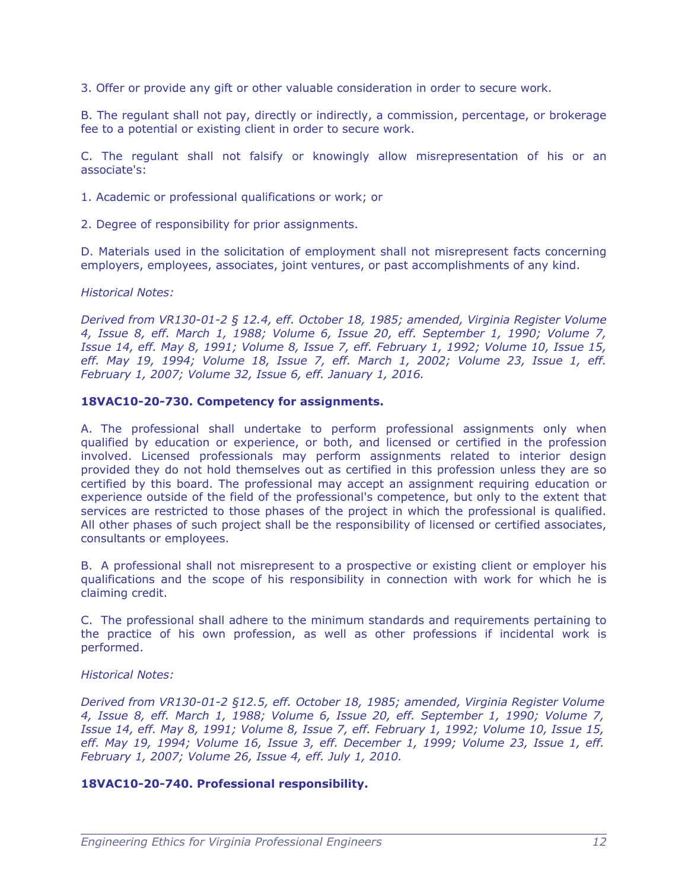3. Offer or provide any gift or other valuable consideration in order to secure work.

B. The regulant shall not pay, directly or indirectly, a commission, percentage, or brokerage fee to a potential or existing client in order to secure work.

C. The regulant shall not falsify or knowingly allow misrepresentation of his or an associate's:

1. Academic or professional qualifications or work; or

2. Degree of responsibility for prior assignments.

D. Materials used in the solicitation of employment shall not misrepresent facts concerning employers, employees, associates, joint ventures, or past accomplishments of any kind.

*Historical Notes:*

*Derived from VR130-01-2 § 12.4, eff. October 18, 1985; amended, Virginia Register Volume 4, Issue 8, eff. March 1, 1988; Volume 6, Issue 20, eff. September 1, 1990; Volume 7, Issue 14, eff. May 8, 1991; Volume 8, Issue 7, eff. February 1, 1992; Volume 10, Issue 15, eff. May 19, 1994; Volume 18, Issue 7, eff. March 1, 2002; Volume 23, Issue 1, eff. February 1, 2007; Volume 32, Issue 6, eff. January 1, 2016.*

**18VAC10-20-730. Competency for assignments.**

A. The professional shall undertake to perform professional assignments only when qualified by education or experience, or both, and licensed or certified in the profession involved. Licensed professionals may perform assignments related to interior design provided they do not hold themselves out as certified in this profession unless they are so certified by this board. The professional may accept an assignment requiring education or experience outside of the field of the professional's competence, but only to the extent that services are restricted to those phases of the project in which the professional is qualified. All other phases of such project shall be the responsibility of licensed or certified associates, consultants or employees.

B. A professional shall not misrepresent to a prospective or existing client or employer his qualifications and the scope of his responsibility in connection with work for which he is claiming credit.

C. The professional shall adhere to the minimum standards and requirements pertaining to the practice of his own profession, as well as other professions if incidental work is performed.

*Historical Notes:*

*Derived from VR130-01-2 §12.5, eff. October 18, 1985; amended, Virginia Register Volume 4, Issue 8, eff. March 1, 1988; Volume 6, Issue 20, eff. September 1, 1990; Volume 7, Issue 14, eff. May 8, 1991; Volume 8, Issue 7, eff. February 1, 1992; Volume 10, Issue 15, eff. May 19, 1994; Volume 16, Issue 3, eff. December 1, 1999; Volume 23, Issue 1, eff. February 1, 2007; Volume 26, Issue 4, eff. July 1, 2010.*

**18VAC10-20-740. Professional responsibility.**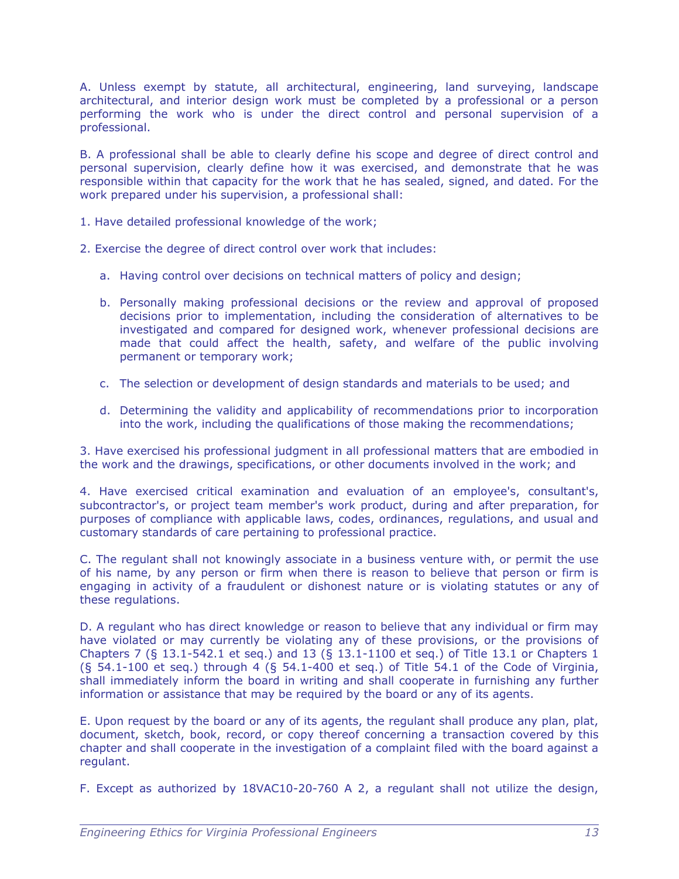A. Unless exempt by statute, all architectural, engineering, land surveying, landscape architectural, and interior design work must be completed by a professional or a person performing the work who is under the direct control and personal supervision of a professional.

B. A professional shall be able to clearly define his scope and degree of direct control and personal supervision, clearly define how it was exercised, and demonstrate that he was responsible within that capacity for the work that he has sealed, signed, and dated. For the work prepared under his supervision, a professional shall:

1. Have detailed professional knowledge of the work;

2. Exercise the degree of direct control over work that includes:

    a. Having control over decisions on technical matters of policy and design;

    b. Personally making professional decisions or the review and approval of proposed decisions prior to implementation, including the consideration of alternatives to be investigated and compared for designed work, whenever professional decisions are made that could affect the health, safety, and welfare of the public involving permanent or temporary work;

    c. The selection or development of design standards and materials to be used; and

    d. Determining the validity and applicability of recommendations prior to incorporation into the work, including the qualifications of those making the recommendations;

3. Have exercised his professional judgment in all professional matters that are embodied in the work and the drawings, specifications, or other documents involved in the work; and

4. Have exercised critical examination and evaluation of an employee's, consultant's, subcontractor's, or project team member's work product, during and after preparation, for purposes of compliance with applicable laws, codes, ordinances, regulations, and usual and customary standards of care pertaining to professional practice.

C. The regulant shall not knowingly associate in a business venture with, or permit the use of his name, by any person or firm when there is reason to believe that person or firm is engaging in activity of a fraudulent or dishonest nature or is violating statutes or any of these regulations.

D. A regulant who has direct knowledge or reason to believe that any individual or firm may have violated or may currently be violating any of these provisions, or the provisions of Chapters 7 (§ 13.1-542.1 et seq.) and 13 (§ 13.1-1100 et seq.) of Title 13.1 or Chapters 1 (§ 54.1-100 et seq.) through 4 (§ 54.1-400 et seq.) of Title 54.1 of the Code of Virginia, shall immediately inform the board in writing and shall cooperate in furnishing any further information or assistance that may be required by the board or any of its agents.

E. Upon request by the board or any of its agents, the regulant shall produce any plan, plat, document, sketch, book, record, or copy thereof concerning a transaction covered by this chapter and shall cooperate in the investigation of a complaint filed with the board against a regulant.

F. Except as authorized by 18VAC10-20-760 A 2, a regulant shall not utilize the design,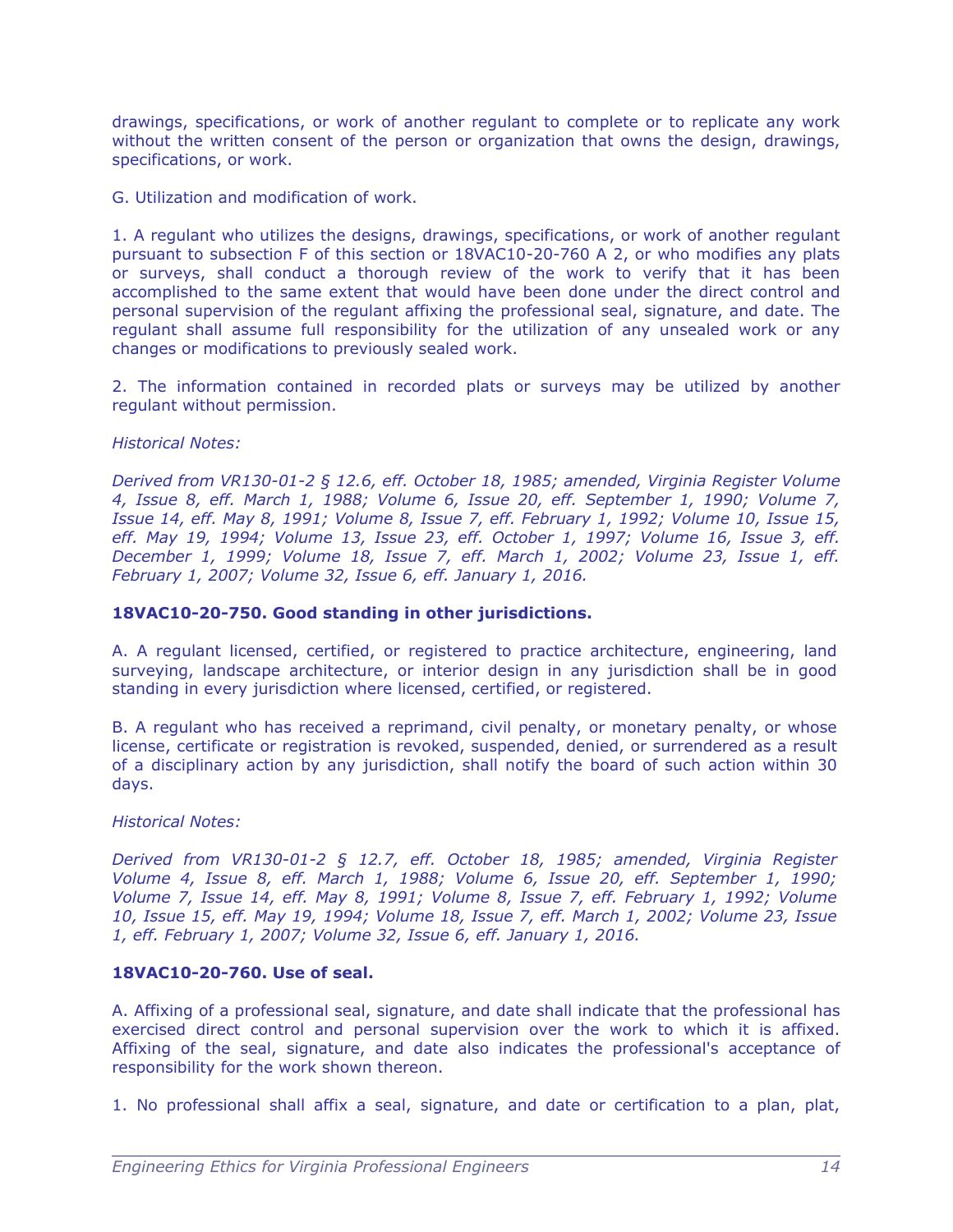drawings, specifications, or work of another regulant to complete or to replicate any work without the written consent of the person or organization that owns the design, drawings, specifications, or work.

G. Utilization and modification of work.

1. A regulant who utilizes the designs, drawings, specifications, or work of another regulant pursuant to subsection F of this section or 18VAC10-20-760 A 2, or who modifies any plats or surveys, shall conduct a thorough review of the work to verify that it has been accomplished to the same extent that would have been done under the direct control and personal supervision of the regulant affixing the professional seal, signature, and date. The regulant shall assume full responsibility for the utilization of any unsealed work or any changes or modifications to previously sealed work.

2. The information contained in recorded plats or surveys may be utilized by another regulant without permission.

*Historical Notes:*

*Derived from VR130-01-2 § 12.6, eff. October 18, 1985; amended, Virginia Register Volume 4, Issue 8, eff. March 1, 1988; Volume 6, Issue 20, eff. September 1, 1990; Volume 7, Issue 14, eff. May 8, 1991; Volume 8, Issue 7, eff. February 1, 1992; Volume 10, Issue 15, eff. May 19, 1994; Volume 13, Issue 23, eff. October 1, 1997; Volume 16, Issue 3, eff. December 1, 1999; Volume 18, Issue 7, eff. March 1, 2002; Volume 23, Issue 1, eff. February 1, 2007; Volume 32, Issue 6, eff. January 1, 2016.*

**18VAC10-20-750. Good standing in other jurisdictions.**

A. A regulant licensed, certified, or registered to practice architecture, engineering, land surveying, landscape architecture, or interior design in any jurisdiction shall be in good standing in every jurisdiction where licensed, certified, or registered.

B. A regulant who has received a reprimand, civil penalty, or monetary penalty, or whose license, certificate or registration is revoked, suspended, denied, or surrendered as a result of a disciplinary action by any jurisdiction, shall notify the board of such action within 30 days.

*Historical Notes:*

*Derived from VR130-01-2 § 12.7, eff. October 18, 1985; amended, Virginia Register Volume 4, Issue 8, eff. March 1, 1988; Volume 6, Issue 20, eff. September 1, 1990; Volume 7, Issue 14, eff. May 8, 1991; Volume 8, Issue 7, eff. February 1, 1992; Volume 10, Issue 15, eff. May 19, 1994; Volume 18, Issue 7, eff. March 1, 2002; Volume 23, Issue 1, eff. February 1, 2007; Volume 32, Issue 6, eff. January 1, 2016.*

**18VAC10-20-760. Use of seal.**

A. Affixing of a professional seal, signature, and date shall indicate that the professional has exercised direct control and personal supervision over the work to which it is affixed. Affixing of the seal, signature, and date also indicates the professional's acceptance of responsibility for the work shown thereon.

1. No professional shall affix a seal, signature, and date or certification to a plan, plat,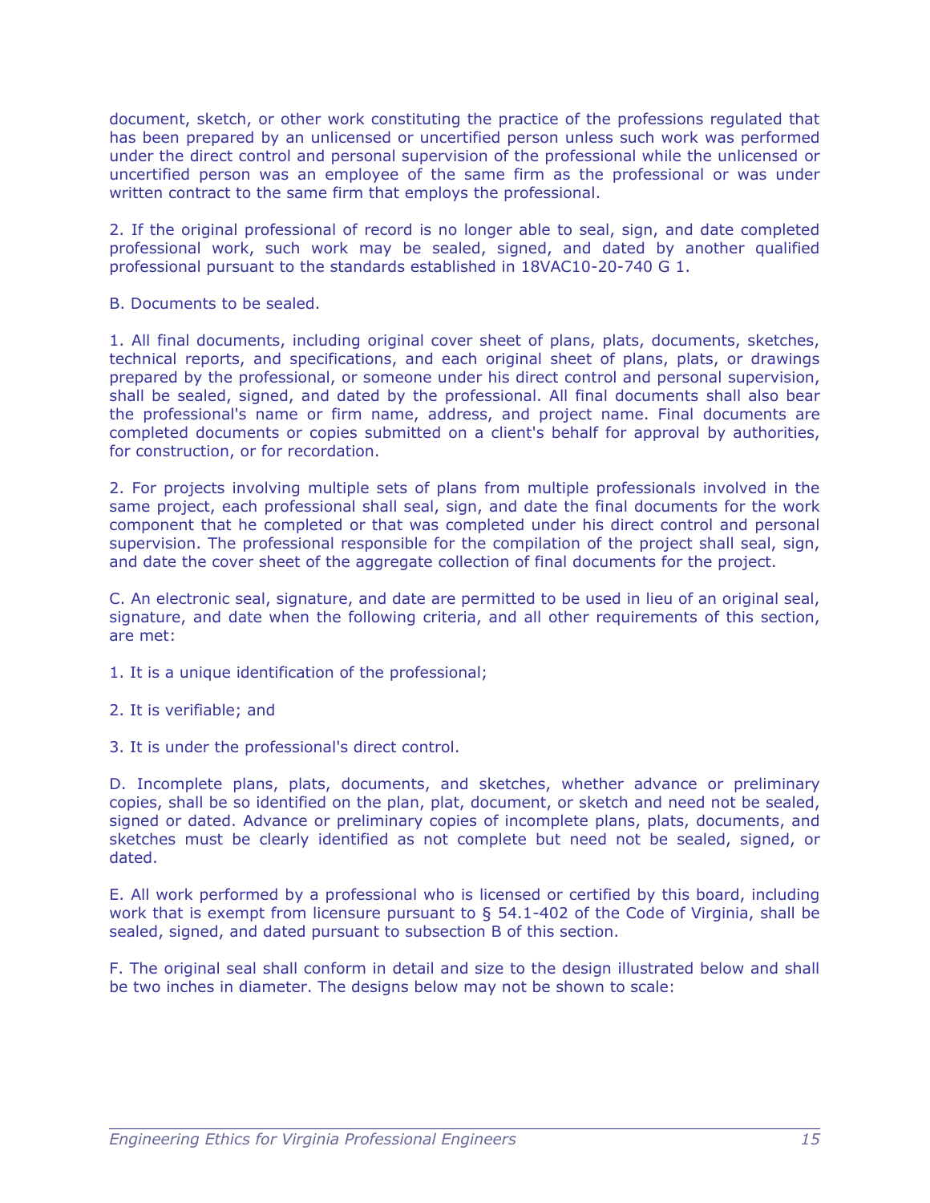document, sketch, or other work constituting the practice of the professions regulated that has been prepared by an unlicensed or uncertified person unless such work was performed under the direct control and personal supervision of the professional while the unlicensed or uncertified person was an employee of the same firm as the professional or was under written contract to the same firm that employs the professional.

2. If the original professional of record is no longer able to seal, sign, and date completed professional work, such work may be sealed, signed, and dated by another qualified professional pursuant to the standards established in 18VAC10-20-740 G 1.

B. Documents to be sealed.

1. All final documents, including original cover sheet of plans, plats, documents, sketches, technical reports, and specifications, and each original sheet of plans, plats, or drawings prepared by the professional, or someone under his direct control and personal supervision, shall be sealed, signed, and dated by the professional. All final documents shall also bear the professional's name or firm name, address, and project name. Final documents are completed documents or copies submitted on a client's behalf for approval by authorities, for construction, or for recordation.

2. For projects involving multiple sets of plans from multiple professionals involved in the same project, each professional shall seal, sign, and date the final documents for the work component that he completed or that was completed under his direct control and personal supervision. The professional responsible for the compilation of the project shall seal, sign, and date the cover sheet of the aggregate collection of final documents for the project.

C. An electronic seal, signature, and date are permitted to be used in lieu of an original seal, signature, and date when the following criteria, and all other requirements of this section, are met:

1. It is a unique identification of the professional;

2. It is verifiable; and

3. It is under the professional's direct control.

D. Incomplete plans, plats, documents, and sketches, whether advance or preliminary copies, shall be so identified on the plan, plat, document, or sketch and need not be sealed, signed or dated. Advance or preliminary copies of incomplete plans, plats, documents, and sketches must be clearly identified as not complete but need not be sealed, signed, or dated.

E. All work performed by a professional who is licensed or certified by this board, including work that is exempt from licensure pursuant to § 54.1-402 of the Code of Virginia, shall be sealed, signed, and dated pursuant to subsection B of this section.

F. The original seal shall conform in detail and size to the design illustrated below and shall be two inches in diameter. The designs below may not be shown to scale: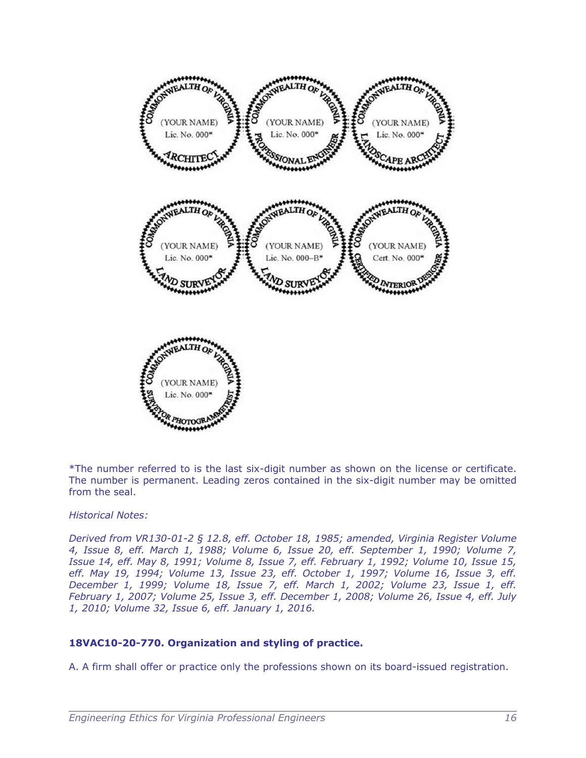*The number referred to is the last six-digit number as shown on the license or certificate. The number is permanent. Leading zeros contained in the six-digit number may be omitted from the seal.

*Historical Notes:*

*Derived from VR130-01-2 § 12.8, eff. October 18, 1985; amended, Virginia Register Volume 4, Issue 8, eff. March 1, 1988; Volume 6, Issue 20, eff. September 1, 1990; Volume 7, Issue 14, eff. May 8, 1991; Volume 8, Issue 7, eff. February 1, 1992; Volume 10, Issue 15, eff. May 19, 1994; Volume 13, Issue 23, eff. October 1, 1997; Volume 16, Issue 3, eff. December 1, 1999; Volume 18, Issue 7, eff. March 1, 2002; Volume 23, Issue 1, eff. February 1, 2007; Volume 25, Issue 3, eff. December 1, 2008; Volume 26, Issue 4, eff. July 1, 2010; Volume 32, Issue 6, eff. January 1, 2016.*

**18VAC10-20-770. Organization and styling of practice.**

A. A firm shall offer or practice only the professions shown on its board-issued registration.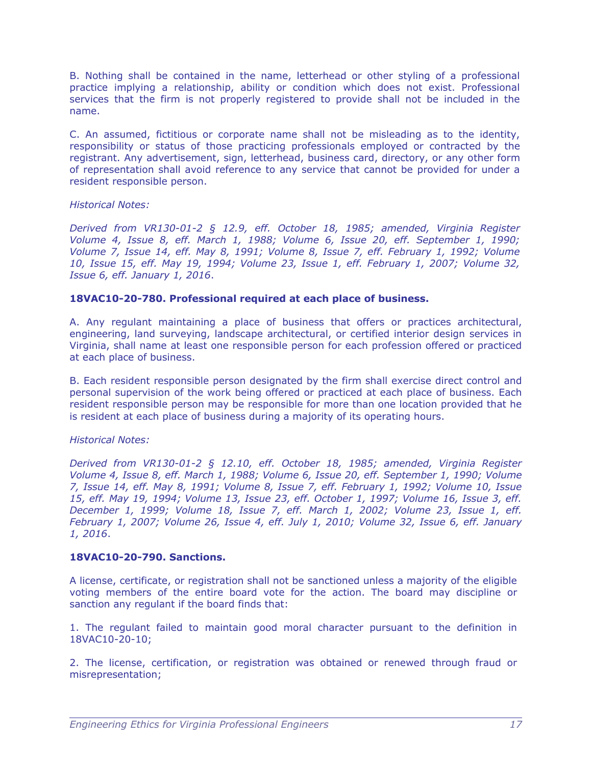B. Nothing shall be contained in the name, letterhead or other styling of a professional practice implying a relationship, ability or condition which does not exist. Professional services that the firm is not properly registered to provide shall not be included in the name.

C. An assumed, fictitious or corporate name shall not be misleading as to the identity, responsibility or status of those practicing professionals employed or contracted by the registrant. Any advertisement, sign, letterhead, business card, directory, or any other form of representation shall avoid reference to any service that cannot be provided for under a resident responsible person.

*Historical Notes:*

*Derived from VR130-01-2 § 12.9, eff. October 18, 1985; amended, Virginia Register Volume 4, Issue 8, eff. March 1, 1988; Volume 6, Issue 20, eff. September 1, 1990; Volume 7, Issue 14, eff. May 8, 1991; Volume 8, Issue 7, eff. February 1, 1992; Volume 10, Issue 15, eff. May 19, 1994; Volume 23, Issue 1, eff. February 1, 2007; Volume 32, Issue 6, eff. January 1, 2016.*

**18VAC10-20-780. Professional required at each place of business.**

A. Any regulant maintaining a place of business that offers or practices architectural, engineering, land surveying, landscape architectural, or certified interior design services in Virginia, shall name at least one responsible person for each profession offered or practiced at each place of business.

B. Each resident responsible person designated by the firm shall exercise direct control and personal supervision of the work being offered or practiced at each place of business. Each resident responsible person may be responsible for more than one location provided that he is resident at each place of business during a majority of its operating hours.

*Historical Notes:*

*Derived from VR130-01-2 § 12.10, eff. October 18, 1985; amended, Virginia Register Volume 4, Issue 8, eff. March 1, 1988; Volume 6, Issue 20, eff. September 1, 1990; Volume 7, Issue 14, eff. May 8, 1991; Volume 8, Issue 7, eff. February 1, 1992; Volume 10, Issue 15, eff. May 19, 1994; Volume 13, Issue 23, eff. October 1, 1997; Volume 16, Issue 3, eff. December 1, 1999; Volume 18, Issue 7, eff. March 1, 2002; Volume 23, Issue 1, eff. February 1, 2007; Volume 26, Issue 4, eff. July 1, 2010; Volume 32, Issue 6, eff. January 1, 2016.*

**18VAC10-20-790. Sanctions.**

A license, certificate, or registration shall not be sanctioned unless a majority of the eligible voting members of the entire board vote for the action. The board may discipline or sanction any regulant if the board finds that:

1. The regulant failed to maintain good moral character pursuant to the definition in 18VAC10-20-10;

2. The license, certification, or registration was obtained or renewed through fraud or misrepresentation;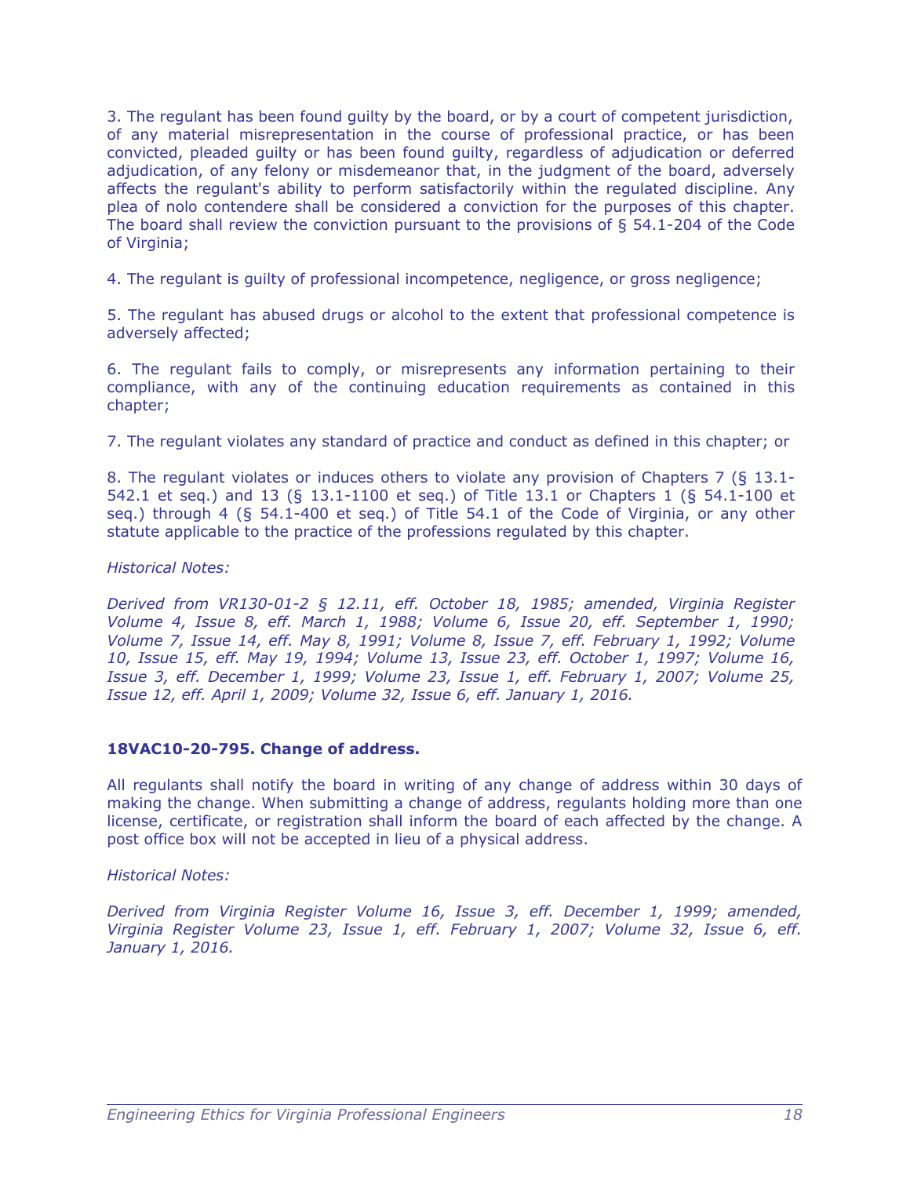3. The regulant has been found guilty by the board, or by a court of competent jurisdiction, of any material misrepresentation in the course of professional practice, or has been convicted, pleaded guilty or has been found guilty, regardless of adjudication or deferred adjudication, of any felony or misdemeanor that, in the judgment of the board, adversely affects the regulant's ability to perform satisfactorily within the regulated discipline. Any plea of nolo contendere shall be considered a conviction for the purposes of this chapter. The board shall review the conviction pursuant to the provisions of § 54.1-204 of the Code of Virginia;

4. The regulant is guilty of professional incompetence, negligence, or gross negligence;

5. The regulant has abused drugs or alcohol to the extent that professional competence is adversely affected;

6. The regulant fails to comply, or misrepresents any information pertaining to their compliance, with any of the continuing education requirements as contained in this chapter;

7. The regulant violates any standard of practice and conduct as defined in this chapter; or

8. The regulant violates or induces others to violate any provision of Chapters 7 (§ 13.1-542.1 et seq.) and 13 (§ 13.1-1100 et seq.) of Title 13.1 or Chapters 1 (§ 54.1-100 et seq.) through 4 (§ 54.1-400 et seq.) of Title 54.1 of the Code of Virginia, or any other statute applicable to the practice of the professions regulated by this chapter.

*Historical Notes:*

*Derived from VR130-01-2 § 12.11, eff. October 18, 1985; amended, Virginia Register Volume 4, Issue 8, eff. March 1, 1988; Volume 6, Issue 20, eff. September 1, 1990; Volume 7, Issue 14, eff. May 8, 1991; Volume 8, Issue 7, eff. February 1, 1992; Volume 10, Issue 15, eff. May 19, 1994; Volume 13, Issue 23, eff. October 1, 1997; Volume 16, Issue 3, eff. December 1, 1999; Volume 23, Issue 1, eff. February 1, 2007; Volume 25, Issue 12, eff. April 1, 2009; Volume 32, Issue 6, eff. January 1, 2016.*

### 18VAC10-20-795. Change of address.

All regulants shall notify the board in writing of any change of address within 30 days of making the change. When submitting a change of address, regulants holding more than one license, certificate, or registration shall inform the board of each affected by the change. A post office box will not be accepted in lieu of a physical address.

*Historical Notes:*

*Derived from Virginia Register Volume 16, Issue 3, eff. December 1, 1999; amended, Virginia Register Volume 23, Issue 1, eff. February 1, 2007; Volume 32, Issue 6, eff. January 1, 2016.*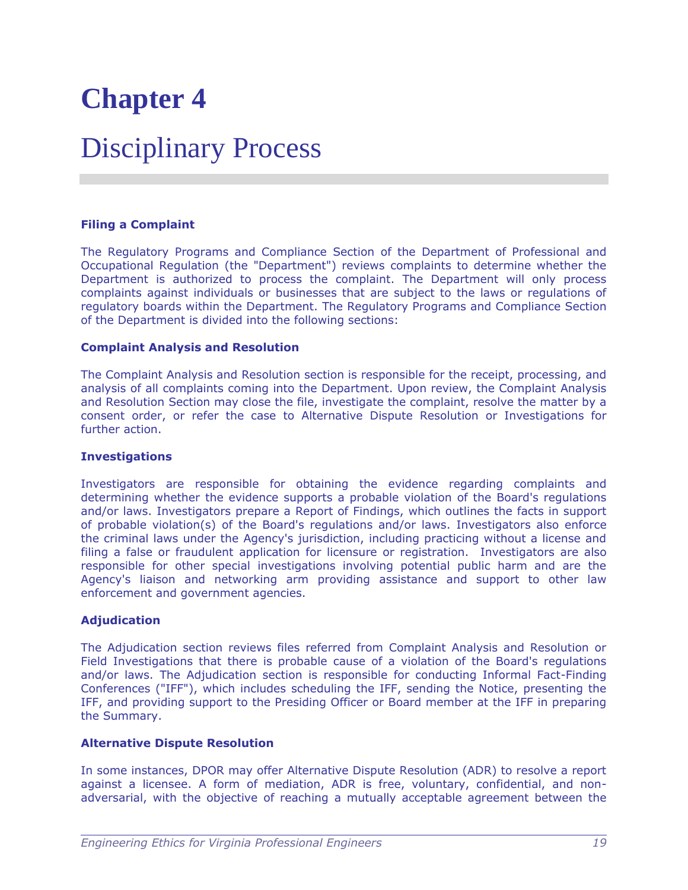# Chapter 4

# Disciplinary Process

### Filing a Complaint

The Regulatory Programs and Compliance Section of the Department of Professional and Occupational Regulation (the "Department") reviews complaints to determine whether the Department is authorized to process the complaint. The Department will only process complaints against individuals or businesses that are subject to the laws or regulations of regulatory boards within the Department. The Regulatory Programs and Compliance Section of the Department is divided into the following sections:

### Complaint Analysis and Resolution

The Complaint Analysis and Resolution section is responsible for the receipt, processing, and analysis of all complaints coming into the Department. Upon review, the Complaint Analysis and Resolution Section may close the file, investigate the complaint, resolve the matter by a consent order, or refer the case to Alternative Dispute Resolution or Investigations for further action.

### Investigations

Investigators are responsible for obtaining the evidence regarding complaints and determining whether the evidence supports a probable violation of the Board's regulations and/or laws. Investigators prepare a Report of Findings, which outlines the facts in support of probable violation(s) of the Board's regulations and/or laws. Investigators also enforce the criminal laws under the Agency's jurisdiction, including practicing without a license and filing a false or fraudulent application for licensure or registration. Investigators are also responsible for other special investigations involving potential public harm and are the Agency's liaison and networking arm providing assistance and support to other law enforcement and government agencies.

### Adjudication

The Adjudication section reviews files referred from Complaint Analysis and Resolution or Field Investigations that there is probable cause of a violation of the Board's regulations and/or laws. The Adjudication section is responsible for conducting Informal Fact-Finding Conferences ("IFF"), which includes scheduling the IFF, sending the Notice, presenting the IFF, and providing support to the Presiding Officer or Board member at the IFF in preparing the Summary.

### Alternative Dispute Resolution

In some instances, DPOR may offer Alternative Dispute Resolution (ADR) to resolve a report against a licensee. A form of mediation, ADR is free, voluntary, confidential, and non-adversarial, with the objective of reaching a mutually acceptable agreement between the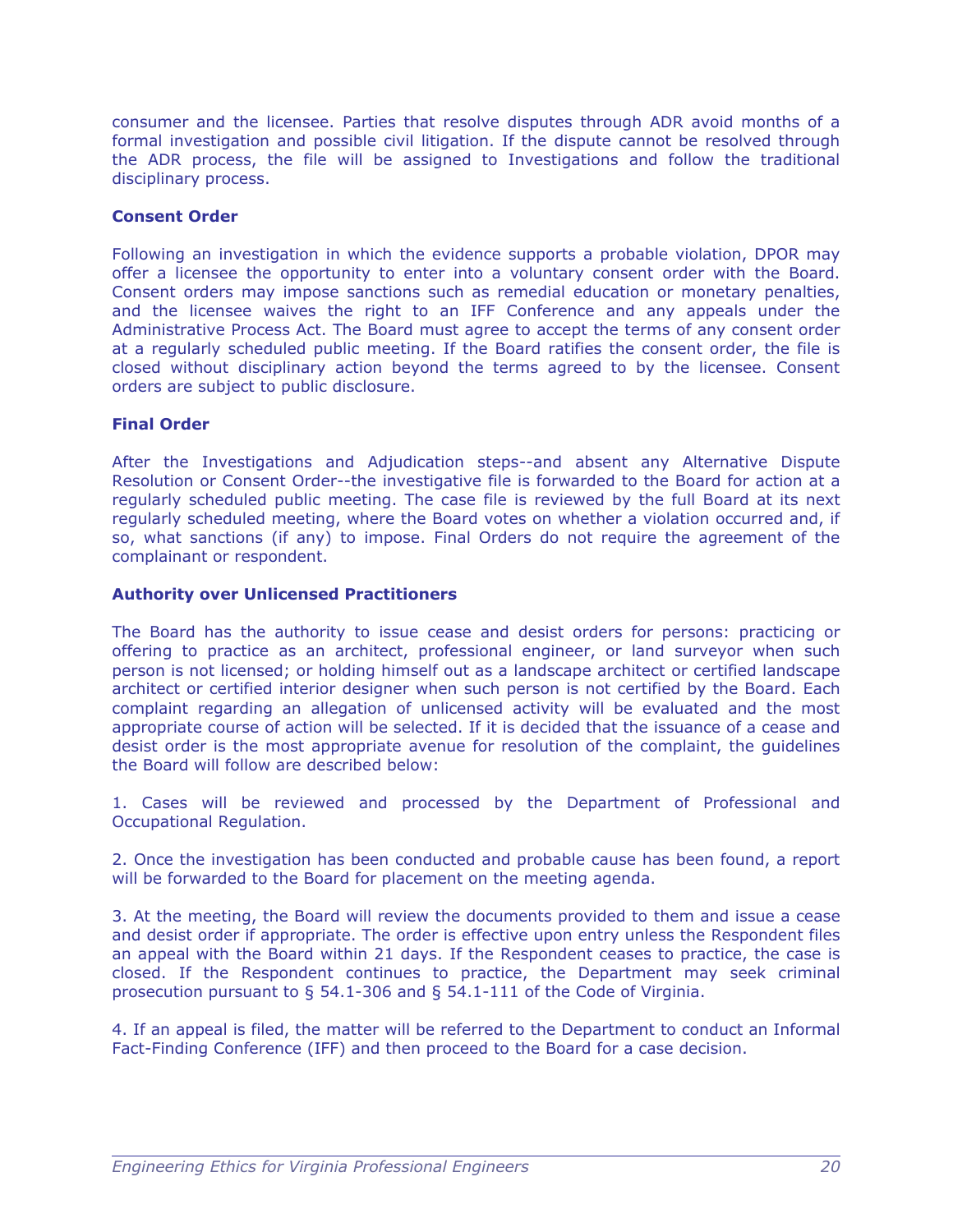consumer and the licensee. Parties that resolve disputes through ADR avoid months of a formal investigation and possible civil litigation. If the dispute cannot be resolved through the ADR process, the file will be assigned to Investigations and follow the traditional disciplinary process.

**Consent Order**

Following an investigation in which the evidence supports a probable violation, DPOR may offer a licensee the opportunity to enter into a voluntary consent order with the Board. Consent orders may impose sanctions such as remedial education or monetary penalties, and the licensee waives the right to an IFF Conference and any appeals under the Administrative Process Act. The Board must agree to accept the terms of any consent order at a regularly scheduled public meeting. If the Board ratifies the consent order, the file is closed without disciplinary action beyond the terms agreed to by the licensee. Consent orders are subject to public disclosure.

**Final Order**

After the Investigations and Adjudication steps--and absent any Alternative Dispute Resolution or Consent Order--the investigative file is forwarded to the Board for action at a regularly scheduled public meeting. The case file is reviewed by the full Board at its next regularly scheduled meeting, where the Board votes on whether a violation occurred and, if so, what sanctions (if any) to impose. Final Orders do not require the agreement of the complainant or respondent.

**Authority over Unlicensed Practitioners**

The Board has the authority to issue cease and desist orders for persons: practicing or offering to practice as an architect, professional engineer, or land surveyor when such person is not licensed; or holding himself out as a landscape architect or certified landscape architect or certified interior designer when such person is not certified by the Board. Each complaint regarding an allegation of unlicensed activity will be evaluated and the most appropriate course of action will be selected. If it is decided that the issuance of a cease and desist order is the most appropriate avenue for resolution of the complaint, the guidelines the Board will follow are described below:

1. Cases will be reviewed and processed by the Department of Professional and Occupational Regulation.

2. Once the investigation has been conducted and probable cause has been found, a report will be forwarded to the Board for placement on the meeting agenda.

3. At the meeting, the Board will review the documents provided to them and issue a cease and desist order if appropriate. The order is effective upon entry unless the Respondent files an appeal with the Board within 21 days. If the Respondent ceases to practice, the case is closed. If the Respondent continues to practice, the Department may seek criminal prosecution pursuant to § 54.1-306 and § 54.1-111 of the Code of Virginia.

4. If an appeal is filed, the matter will be referred to the Department to conduct an Informal Fact-Finding Conference (IFF) and then proceed to the Board for a case decision.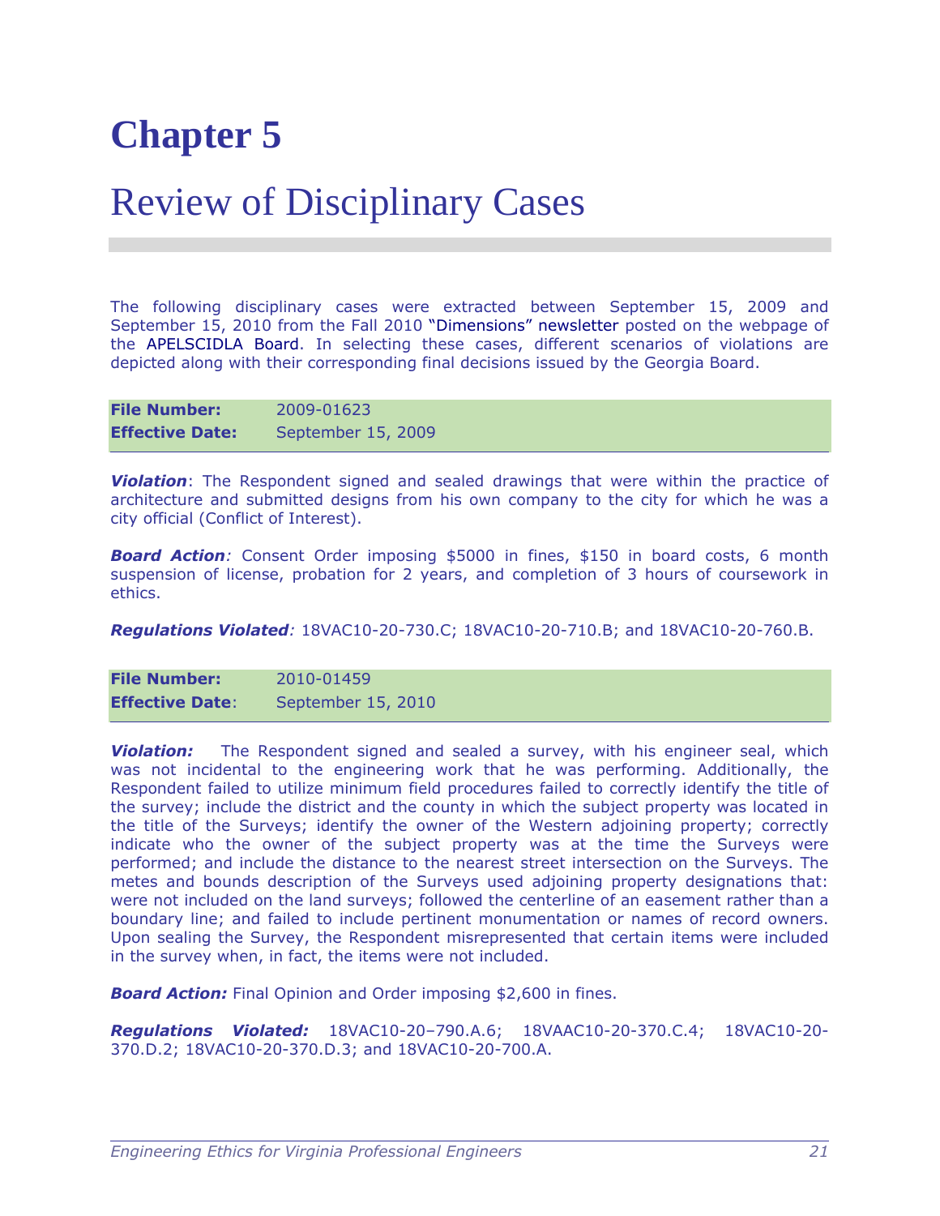# Chapter 5

## Review of Disciplinary Cases

The following disciplinary cases were extracted between September 15, 2009 and September 15, 2010 from the Fall 2010 "Dimensions" newsletter posted on the webpage of the APELSCIDLA Board. In selecting these cases, different scenarios of violations are depicted along with their corresponding final decisions issued by the Georgia Board.

| **File Number:** | 2009-01623 |
|---|---|
| **Effective Date:** | September 15, 2009 |

***Violation***: The Respondent signed and sealed drawings that were within the practice of architecture and submitted designs from his own company to the city for which he was a city official (Conflict of Interest).

***Board Action**:* Consent Order imposing $5000 in fines, $150 in board costs, 6 month suspension of license, probation for 2 years, and completion of 3 hours of coursework in ethics.

***Regulations Violated**:* 18VAC10-20-730.C; 18VAC10-20-710.B; and 18VAC10-20-760.B.

| **File Number:** | 2010-01459 |
|---|---|
| **Effective Date**: | September 15, 2010 |

***Violation:*** The Respondent signed and sealed a survey, with his engineer seal, which was not incidental to the engineering work that he was performing. Additionally, the Respondent failed to utilize minimum field procedures failed to correctly identify the title of the survey; include the district and the county in which the subject property was located in the title of the Surveys; identify the owner of the Western adjoining property; correctly indicate who the owner of the subject property was at the time the Surveys were performed; and include the distance to the nearest street intersection on the Surveys. The metes and bounds description of the Surveys used adjoining property designations that: were not included on the land surveys; followed the centerline of an easement rather than a boundary line; and failed to include pertinent monumentation or names of record owners. Upon sealing the Survey, the Respondent misrepresented that certain items were included in the survey when, in fact, the items were not included.

***Board Action:*** Final Opinion and Order imposing $2,600 in fines.

***Regulations Violated:*** 18VAC10-20–790.A.6; 18VAAC10-20-370.C.4; 18VAC10-20-370.D.2; 18VAC10-20-370.D.3; and 18VAC10-20-700.A.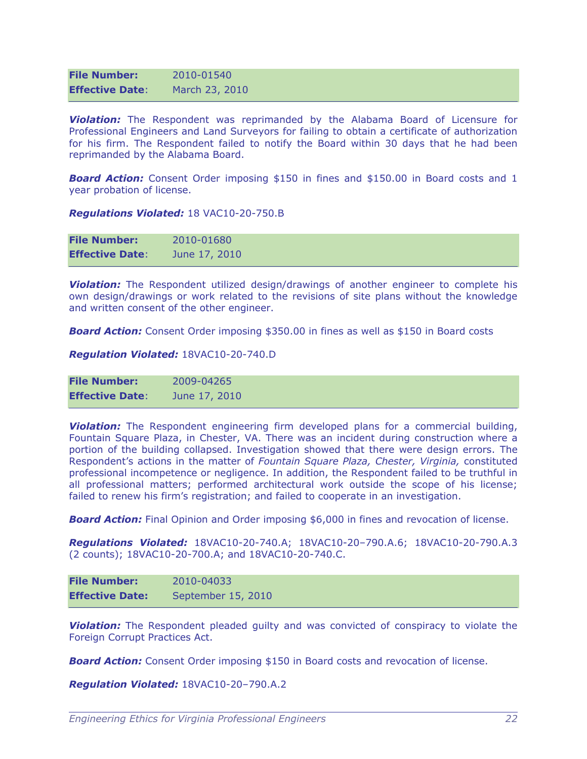**File Number:** 2010-01540
**Effective Date**: March 23, 2010

***Violation:*** The Respondent was reprimanded by the Alabama Board of Licensure for Professional Engineers and Land Surveyors for failing to obtain a certificate of authorization for his firm. The Respondent failed to notify the Board within 30 days that he had been reprimanded by the Alabama Board.

***Board Action:*** Consent Order imposing $150 in fines and $150.00 in Board costs and 1 year probation of license.

***Regulations Violated:*** 18 VAC10-20-750.B

**File Number:** 2010-01680
**Effective Date**: June 17, 2010

***Violation:*** The Respondent utilized design/drawings of another engineer to complete his own design/drawings or work related to the revisions of site plans without the knowledge and written consent of the other engineer.

***Board Action:*** Consent Order imposing $350.00 in fines as well as $150 in Board costs

***Regulation Violated:*** 18VAC10-20-740.D

**File Number:** 2009-04265
**Effective Date**: June 17, 2010

***Violation:*** The Respondent engineering firm developed plans for a commercial building, Fountain Square Plaza, in Chester, VA. There was an incident during construction where a portion of the building collapsed. Investigation showed that there were design errors. The Respondent's actions in the matter of *Fountain Square Plaza, Chester, Virginia,* constituted professional incompetence or negligence. In addition, the Respondent failed to be truthful in all professional matters; performed architectural work outside the scope of his license; failed to renew his firm's registration; and failed to cooperate in an investigation.

***Board Action:*** Final Opinion and Order imposing $6,000 in fines and revocation of license.

***Regulations Violated:*** 18VAC10-20-740.A; 18VAC10-20–790.A.6; 18VAC10-20-790.A.3 (2 counts); 18VAC10-20-700.A; and 18VAC10-20-740.C.

**File Number:** 2010-04033
**Effective Date:** September 15, 2010

***Violation:*** The Respondent pleaded guilty and was convicted of conspiracy to violate the Foreign Corrupt Practices Act.

***Board Action:*** Consent Order imposing $150 in Board costs and revocation of license.

***Regulation Violated:*** 18VAC10-20–790.A.2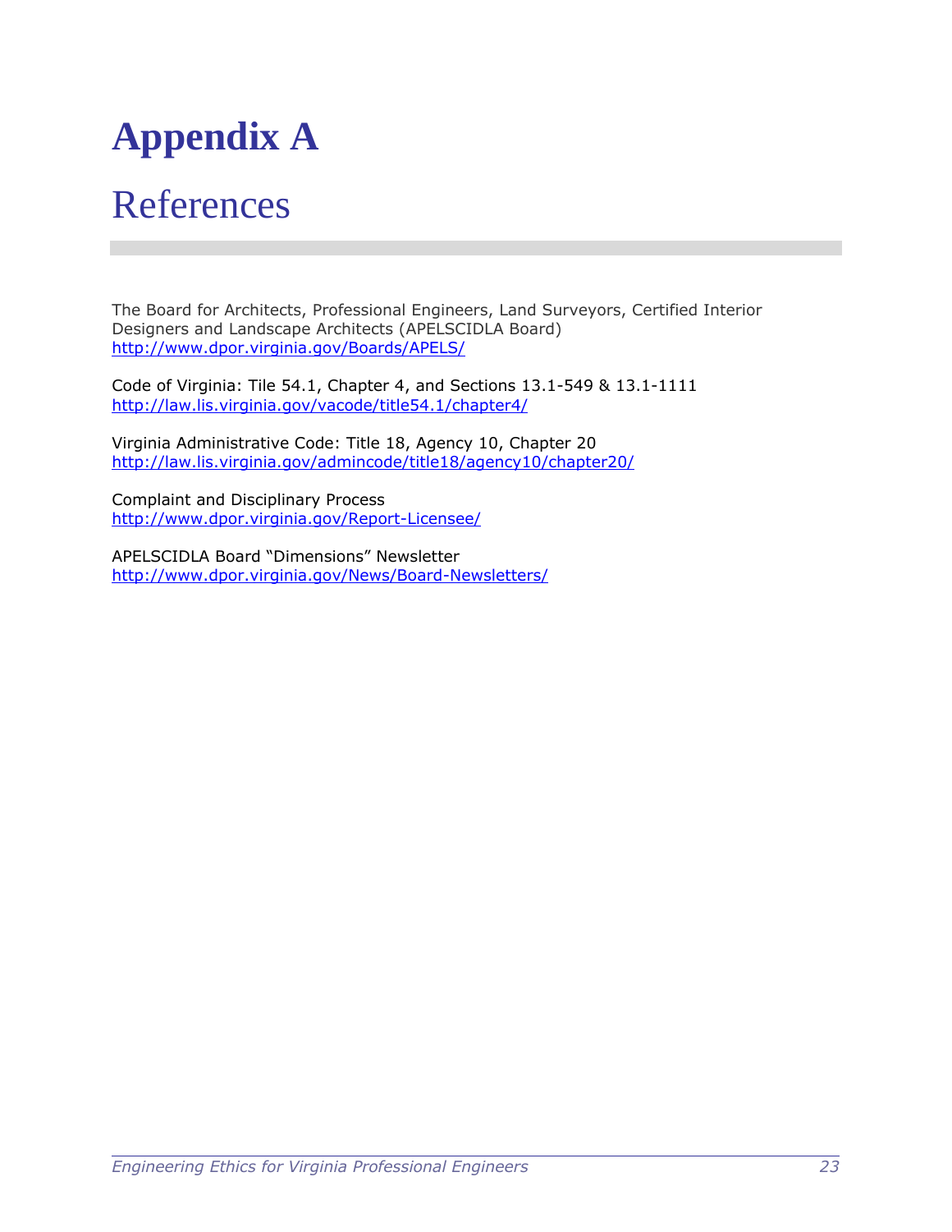# Appendix A

## References

The Board for Architects, Professional Engineers, Land Surveyors, Certified Interior Designers and Landscape Architects (APELSCIDLA Board)
http://www.dpor.virginia.gov/Boards/APELS/

Code of Virginia: Tile 54.1, Chapter 4, and Sections 13.1-549 & 13.1-1111
http://law.lis.virginia.gov/vacode/title54.1/chapter4/

Virginia Administrative Code: Title 18, Agency 10, Chapter 20
http://law.lis.virginia.gov/admincode/title18/agency10/chapter20/

Complaint and Disciplinary Process
http://www.dpor.virginia.gov/Report-Licensee/

APELSCIDLA Board "Dimensions" Newsletter
http://www.dpor.virginia.gov/News/Board-Newsletters/